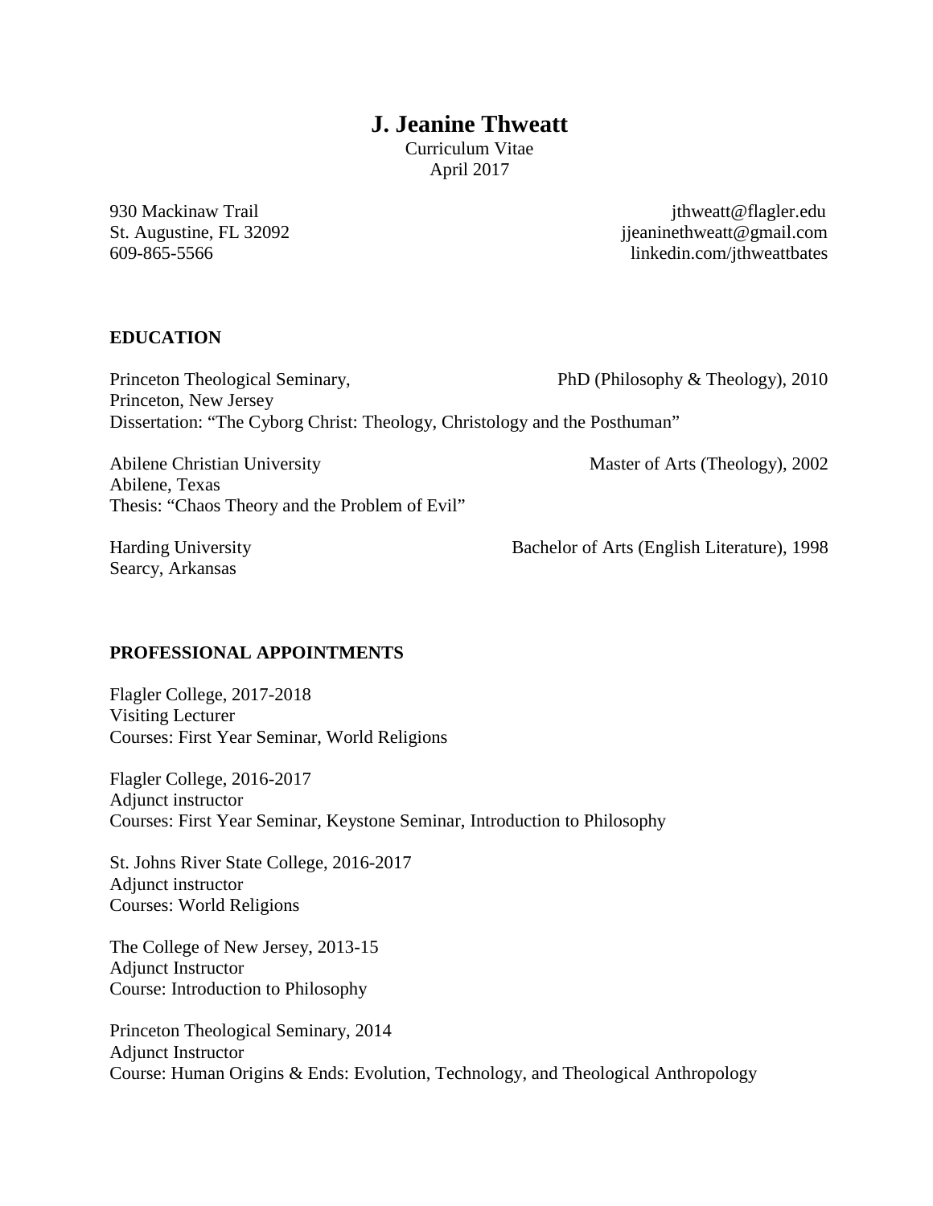# J. Jeanine Thweatt

Curriculum Vitae
April 2017

930 Mackinaw Trail
St. Augustine, FL 32092
609-865-5566

jthweatt@flagler.edu
jjeaninethweatt@gmail.com
linkedin.com/jthweattbates

## EDUCATION

Princeton Theological Seminary, PhD (Philosophy & Theology), 2010
Princeton, New Jersey
Dissertation: "The Cyborg Christ: Theology, Christology and the Posthuman"

Abilene Christian University, Master of Arts (Theology), 2002
Abilene, Texas
Thesis: "Chaos Theory and the Problem of Evil"

Harding University, Bachelor of Arts (English Literature), 1998
Searcy, Arkansas

## PROFESSIONAL APPOINTMENTS

Flagler College, 2017-2018
Visiting Lecturer
Courses: First Year Seminar, World Religions

Flagler College, 2016-2017
Adjunct instructor
Courses: First Year Seminar, Keystone Seminar, Introduction to Philosophy

St. Johns River State College, 2016-2017
Adjunct instructor
Courses: World Religions

The College of New Jersey, 2013-15
Adjunct Instructor
Course: Introduction to Philosophy

Princeton Theological Seminary, 2014
Adjunct Instructor
Course: Human Origins & Ends: Evolution, Technology, and Theological Anthropology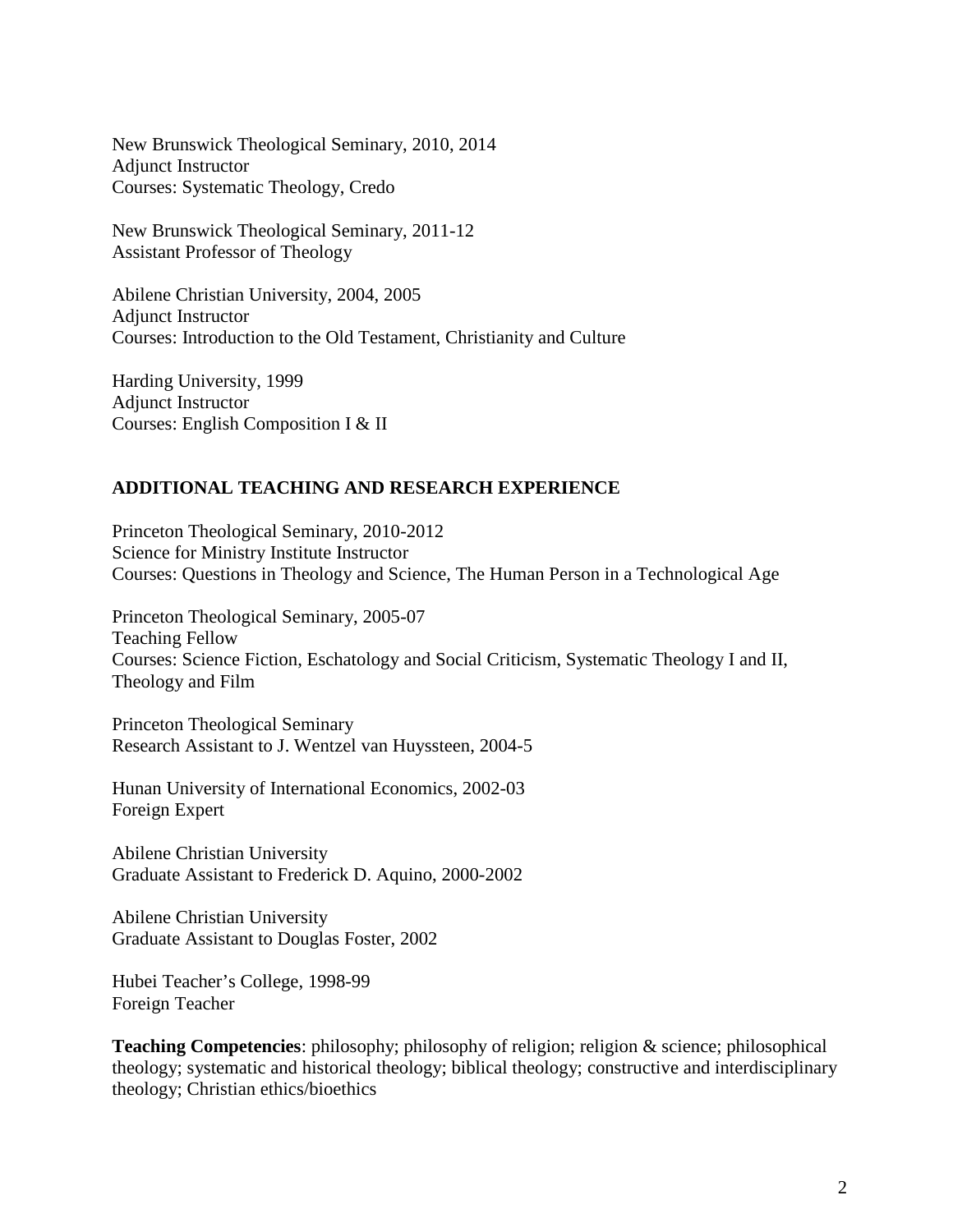New Brunswick Theological Seminary, 2010, 2014
Adjunct Instructor
Courses: Systematic Theology, Credo

New Brunswick Theological Seminary, 2011-12
Assistant Professor of Theology

Abilene Christian University, 2004, 2005
Adjunct Instructor
Courses: Introduction to the Old Testament, Christianity and Culture

Harding University, 1999
Adjunct Instructor
Courses: English Composition I & II

## ADDITIONAL TEACHING AND RESEARCH EXPERIENCE

Princeton Theological Seminary, 2010-2012
Science for Ministry Institute Instructor
Courses: Questions in Theology and Science, The Human Person in a Technological Age

Princeton Theological Seminary, 2005-07
Teaching Fellow
Courses: Science Fiction, Eschatology and Social Criticism, Systematic Theology I and II, Theology and Film

Princeton Theological Seminary
Research Assistant to J. Wentzel van Huyssteen, 2004-5

Hunan University of International Economics, 2002-03
Foreign Expert

Abilene Christian University
Graduate Assistant to Frederick D. Aquino, 2000-2002

Abilene Christian University
Graduate Assistant to Douglas Foster, 2002

Hubei Teacher's College, 1998-99
Foreign Teacher

**Teaching Competencies**: philosophy; philosophy of religion; religion & science; philosophical theology; systematic and historical theology; biblical theology; constructive and interdisciplinary theology; Christian ethics/bioethics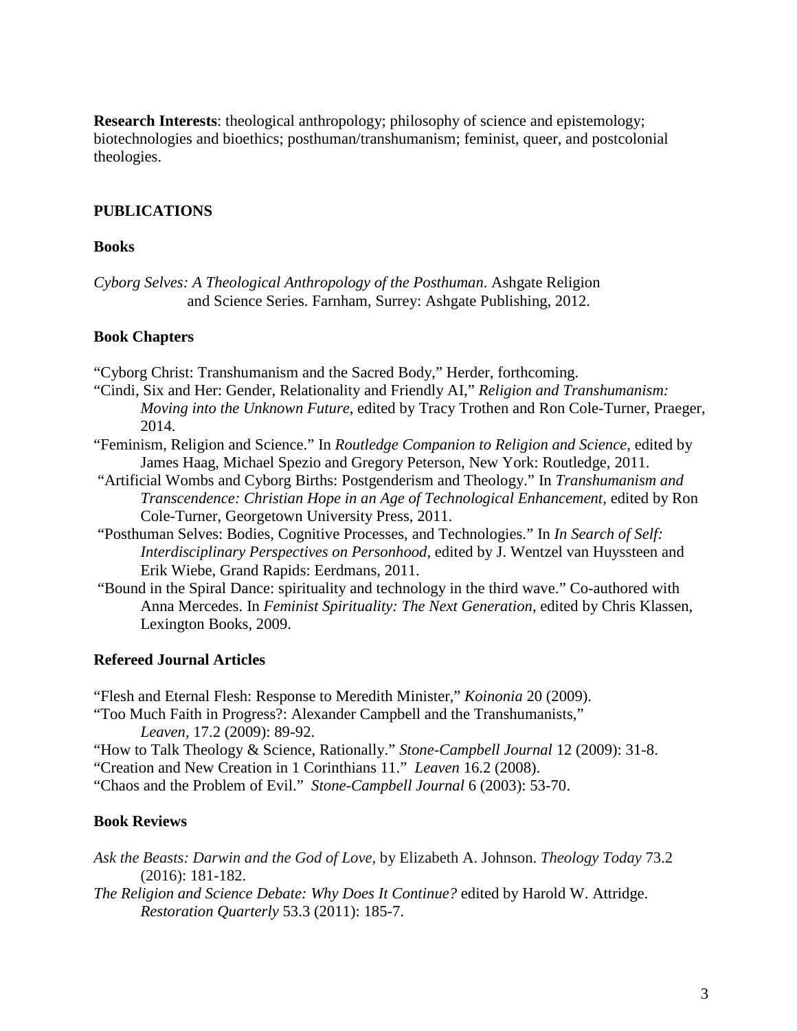**Research Interests**: theological anthropology; philosophy of science and epistemology; biotechnologies and bioethics; posthuman/transhumanism; feminist, queer, and postcolonial theologies.

## PUBLICATIONS

### Books

*Cyborg Selves: A Theological Anthropology of the Posthuman*. Ashgate Religion and Science Series. Farnham, Surrey: Ashgate Publishing, 2012.

### Book Chapters

"Cyborg Christ: Transhumanism and the Sacred Body," Herder, forthcoming.

"Cindi, Six and Her: Gender, Relationality and Friendly AI," *Religion and Transhumanism: Moving into the Unknown Future*, edited by Tracy Trothen and Ron Cole-Turner, Praeger, 2014.

"Feminism, Religion and Science." In *Routledge Companion to Religion and Science*, edited by James Haag, Michael Spezio and Gregory Peterson, New York: Routledge, 2011.

"Artificial Wombs and Cyborg Births: Postgenderism and Theology." In *Transhumanism and Transcendence: Christian Hope in an Age of Technological Enhancement*, edited by Ron Cole-Turner, Georgetown University Press, 2011.

"Posthuman Selves: Bodies, Cognitive Processes, and Technologies." In *In Search of Self: Interdisciplinary Perspectives on Personhood*, edited by J. Wentzel van Huyssteen and Erik Wiebe, Grand Rapids: Eerdmans, 2011.

"Bound in the Spiral Dance: spirituality and technology in the third wave." Co-authored with Anna Mercedes. In *Feminist Spirituality: The Next Generation*, edited by Chris Klassen, Lexington Books, 2009.

### Refereed Journal Articles

"Flesh and Eternal Flesh: Response to Meredith Minister," *Koinonia* 20 (2009).

"Too Much Faith in Progress?: Alexander Campbell and the Transhumanists," *Leaven*, 17.2 (2009): 89-92.

"How to Talk Theology & Science, Rationally." *Stone-Campbell Journal* 12 (2009): 31-8.

"Creation and New Creation in 1 Corinthians 11." *Leaven* 16.2 (2008).

"Chaos and the Problem of Evil." *Stone-Campbell Journal* 6 (2003): 53-70.

### Book Reviews

*Ask the Beasts: Darwin and the God of Love*, by Elizabeth A. Johnson. *Theology Today* 73.2 (2016): 181-182.

*The Religion and Science Debate: Why Does It Continue?* edited by Harold W. Attridge. *Restoration Quarterly* 53.3 (2011): 185-7.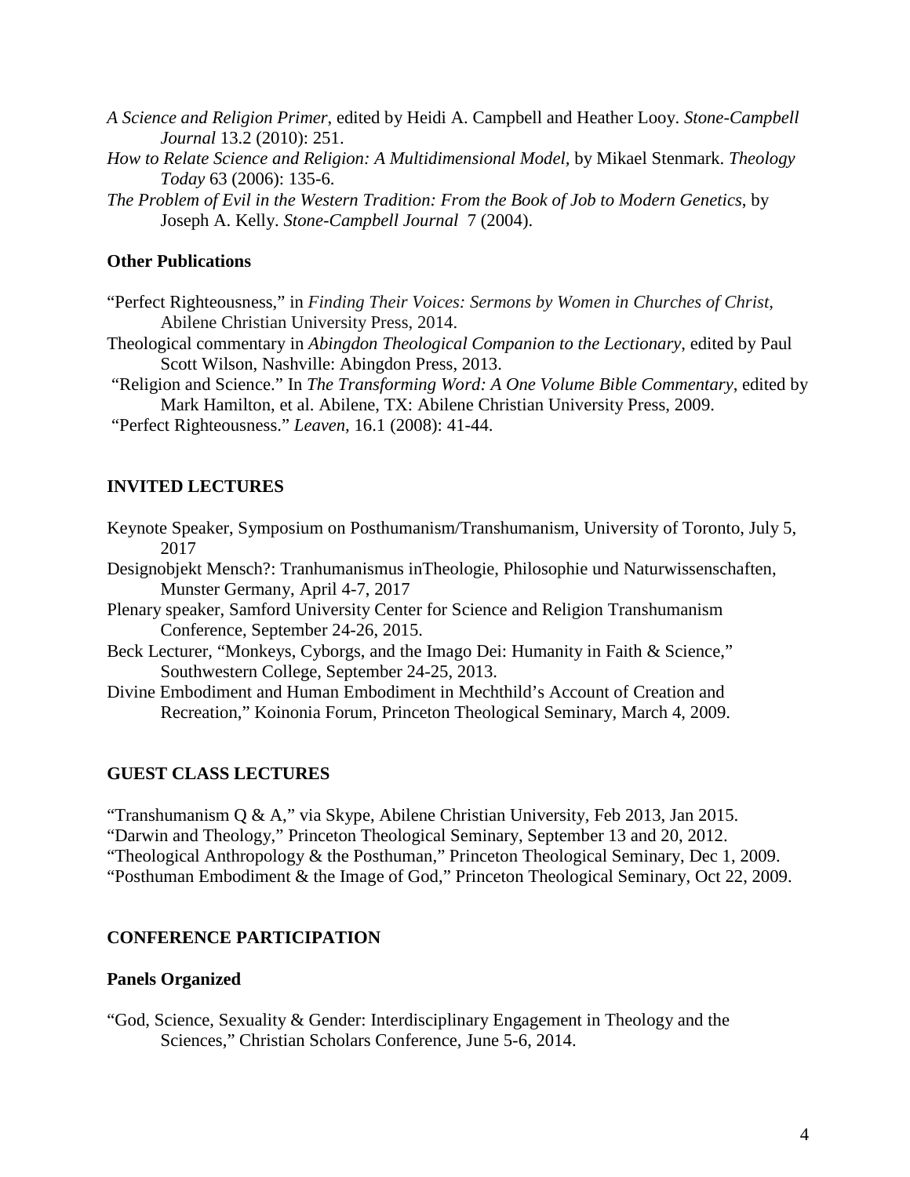*A Science and Religion Primer*, edited by Heidi A. Campbell and Heather Looy. *Stone-Campbell Journal* 13.2 (2010): 251.

*How to Relate Science and Religion: A Multidimensional Model,* by Mikael Stenmark. *Theology Today* 63 (2006): 135-6.

*The Problem of Evil in the Western Tradition: From the Book of Job to Modern Genetics*, by Joseph A. Kelly. *Stone-Campbell Journal* 7 (2004).

### Other Publications

"Perfect Righteousness," in *Finding Their Voices: Sermons by Women in Churches of Christ,* Abilene Christian University Press, 2014.

Theological commentary in *Abingdon Theological Companion to the Lectionary*, edited by Paul Scott Wilson, Nashville: Abingdon Press, 2013.

"Religion and Science." In *The Transforming Word: A One Volume Bible Commentary*, edited by Mark Hamilton, et al. Abilene, TX: Abilene Christian University Press, 2009.

"Perfect Righteousness." *Leaven,* 16.1 (2008): 41-44.

## INVITED LECTURES

Keynote Speaker, Symposium on Posthumanism/Transhumanism, University of Toronto, July 5, 2017

Designobjekt Mensch?: Tranhumanismus inTheologie, Philosophie und Naturwissenschaften, Munster Germany, April 4-7, 2017

Plenary speaker, Samford University Center for Science and Religion Transhumanism Conference, September 24-26, 2015.

Beck Lecturer, "Monkeys, Cyborgs, and the Imago Dei: Humanity in Faith & Science," Southwestern College, September 24-25, 2013.

Divine Embodiment and Human Embodiment in Mechthild's Account of Creation and Recreation," Koinonia Forum, Princeton Theological Seminary, March 4, 2009.

## GUEST CLASS LECTURES

"Transhumanism Q & A," via Skype, Abilene Christian University, Feb 2013, Jan 2015.

"Darwin and Theology," Princeton Theological Seminary, September 13 and 20, 2012.

"Theological Anthropology & the Posthuman," Princeton Theological Seminary, Dec 1, 2009.

"Posthuman Embodiment & the Image of God," Princeton Theological Seminary, Oct 22, 2009.

## CONFERENCE PARTICIPATION

### Panels Organized

"God, Science, Sexuality & Gender: Interdisciplinary Engagement in Theology and the Sciences," Christian Scholars Conference, June 5-6, 2014.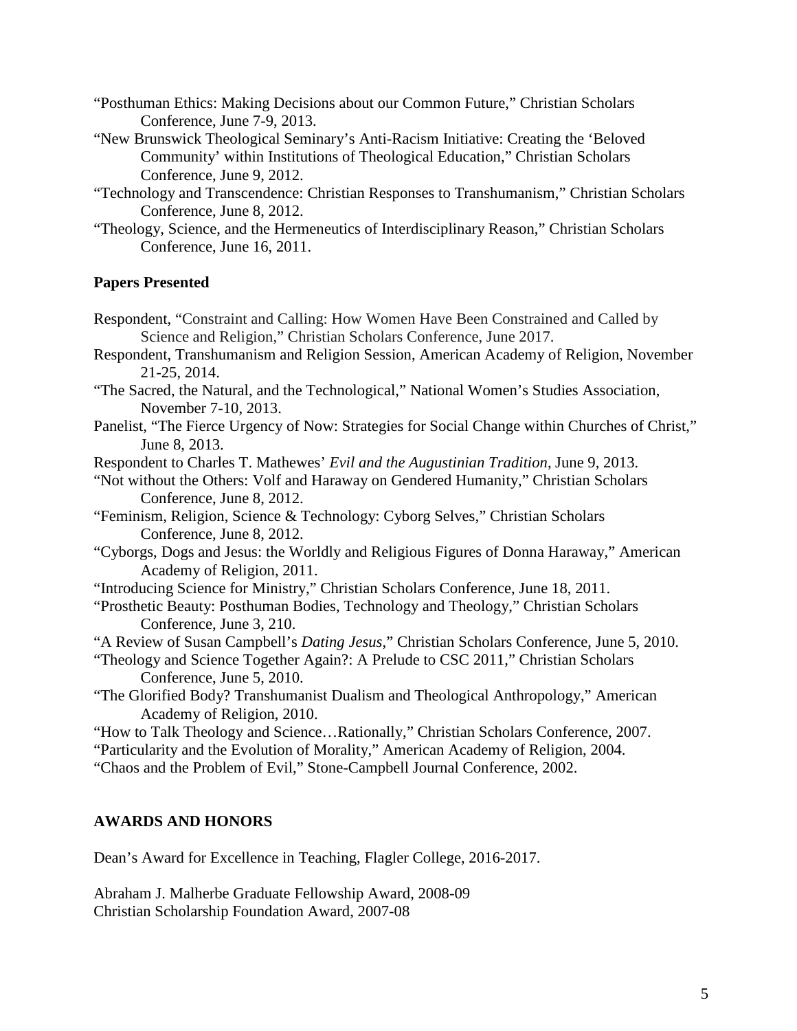"Posthuman Ethics: Making Decisions about our Common Future," Christian Scholars Conference, June 7-9, 2013.

"New Brunswick Theological Seminary's Anti-Racism Initiative: Creating the 'Beloved Community' within Institutions of Theological Education," Christian Scholars Conference, June 9, 2012.

"Technology and Transcendence: Christian Responses to Transhumanism," Christian Scholars Conference, June 8, 2012.

"Theology, Science, and the Hermeneutics of Interdisciplinary Reason," Christian Scholars Conference, June 16, 2011.

**Papers Presented**

Respondent, "Constraint and Calling: How Women Have Been Constrained and Called by Science and Religion," Christian Scholars Conference, June 2017.

Respondent, Transhumanism and Religion Session, American Academy of Religion, November 21-25, 2014.

"The Sacred, the Natural, and the Technological," National Women's Studies Association, November 7-10, 2013.

Panelist, "The Fierce Urgency of Now: Strategies for Social Change within Churches of Christ," June 8, 2013.

Respondent to Charles T. Mathewes' *Evil and the Augustinian Tradition*, June 9, 2013.

"Not without the Others: Volf and Haraway on Gendered Humanity," Christian Scholars Conference, June 8, 2012.

"Feminism, Religion, Science & Technology: Cyborg Selves," Christian Scholars Conference, June 8, 2012.

"Cyborgs, Dogs and Jesus: the Worldly and Religious Figures of Donna Haraway," American Academy of Religion, 2011.

"Introducing Science for Ministry," Christian Scholars Conference, June 18, 2011.

"Prosthetic Beauty: Posthuman Bodies, Technology and Theology," Christian Scholars Conference, June 3, 210.

"A Review of Susan Campbell's *Dating Jesus*," Christian Scholars Conference, June 5, 2010.

"Theology and Science Together Again?: A Prelude to CSC 2011," Christian Scholars Conference, June 5, 2010.

"The Glorified Body? Transhumanist Dualism and Theological Anthropology," American Academy of Religion, 2010.

"How to Talk Theology and Science…Rationally," Christian Scholars Conference, 2007.

"Particularity and the Evolution of Morality," American Academy of Religion, 2004.

"Chaos and the Problem of Evil," Stone-Campbell Journal Conference, 2002.

**AWARDS AND HONORS**

Dean's Award for Excellence in Teaching, Flagler College, 2016-2017.

Abraham J. Malherbe Graduate Fellowship Award, 2008-09
Christian Scholarship Foundation Award, 2007-08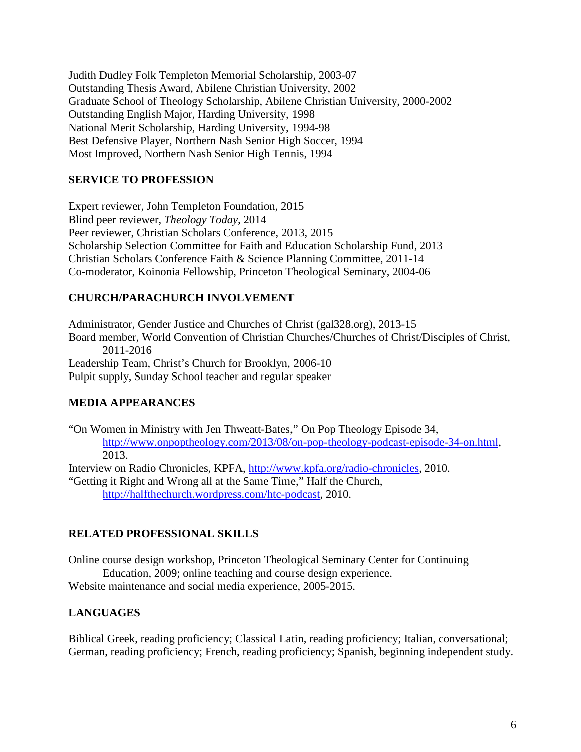Judith Dudley Folk Templeton Memorial Scholarship, 2003-07
Outstanding Thesis Award, Abilene Christian University, 2002
Graduate School of Theology Scholarship, Abilene Christian University, 2000-2002
Outstanding English Major, Harding University, 1998
National Merit Scholarship, Harding University, 1994-98
Best Defensive Player, Northern Nash Senior High Soccer, 1994
Most Improved, Northern Nash Senior High Tennis, 1994

## SERVICE TO PROFESSION

Expert reviewer, John Templeton Foundation, 2015
Blind peer reviewer, *Theology Today*, 2014
Peer reviewer, Christian Scholars Conference, 2013, 2015
Scholarship Selection Committee for Faith and Education Scholarship Fund, 2013
Christian Scholars Conference Faith & Science Planning Committee, 2011-14
Co-moderator, Koinonia Fellowship, Princeton Theological Seminary, 2004-06

## CHURCH/PARACHURCH INVOLVEMENT

Administrator, Gender Justice and Churches of Christ (gal328.org), 2013-15
Board member, World Convention of Christian Churches/Churches of Christ/Disciples of Christ, 2011-2016
Leadership Team, Christ's Church for Brooklyn, 2006-10
Pulpit supply, Sunday School teacher and regular speaker

## MEDIA APPEARANCES

"On Women in Ministry with Jen Thweatt-Bates," On Pop Theology Episode 34, http://www.onpoptheology.com/2013/08/on-pop-theology-podcast-episode-34-on.html, 2013.
Interview on Radio Chronicles, KPFA, http://www.kpfa.org/radio-chronicles, 2010.
"Getting it Right and Wrong all at the Same Time," Half the Church, http://halfthechurch.wordpress.com/htc-podcast, 2010.

## RELATED PROFESSIONAL SKILLS

Online course design workshop, Princeton Theological Seminary Center for Continuing Education, 2009; online teaching and course design experience.
Website maintenance and social media experience, 2005-2015.

## LANGUAGES

Biblical Greek, reading proficiency; Classical Latin, reading proficiency; Italian, conversational; German, reading proficiency; French, reading proficiency; Spanish, beginning independent study.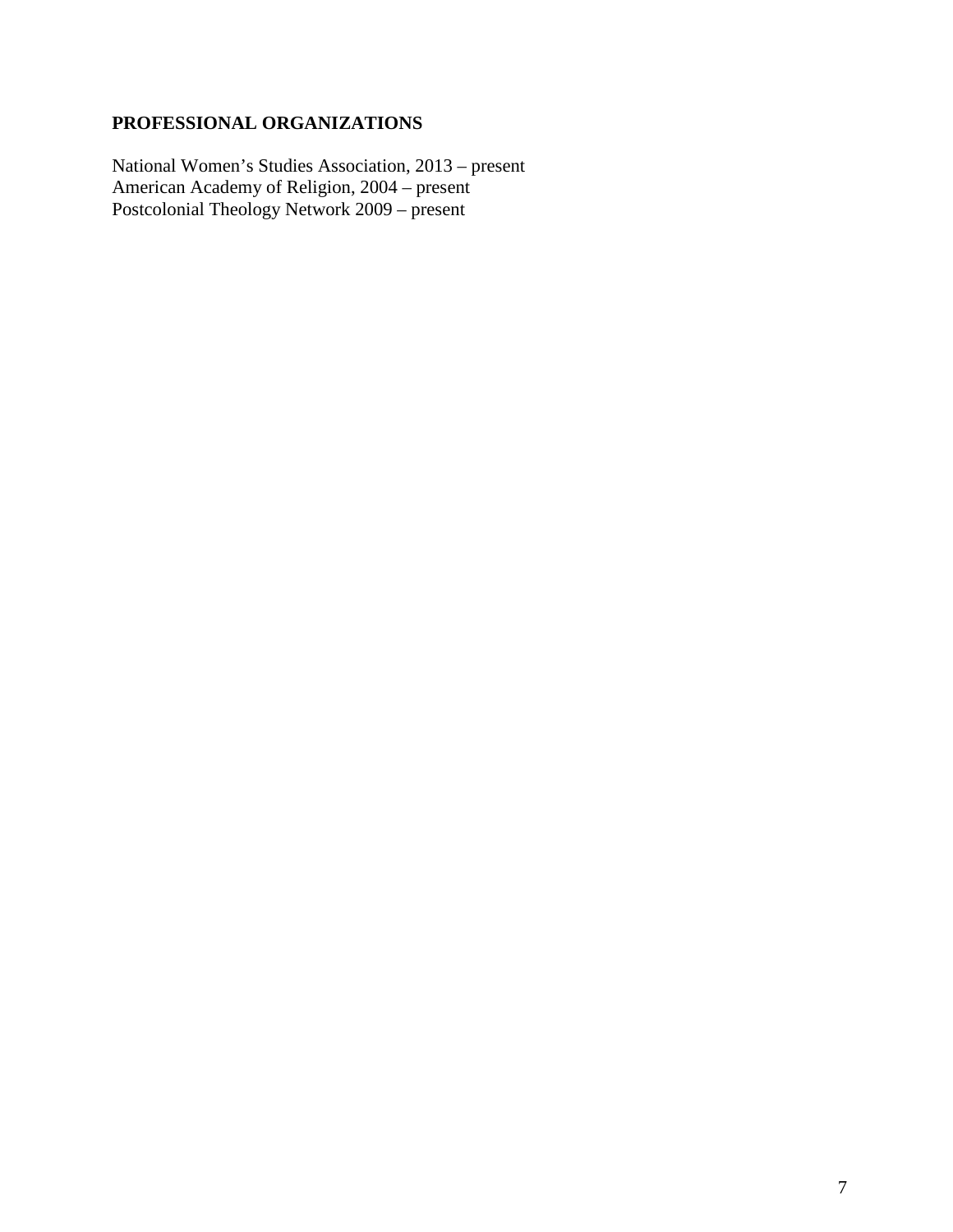**PROFESSIONAL ORGANIZATIONS**

National Women's Studies Association, 2013 – present
American Academy of Religion, 2004 – present
Postcolonial Theology Network 2009 – present